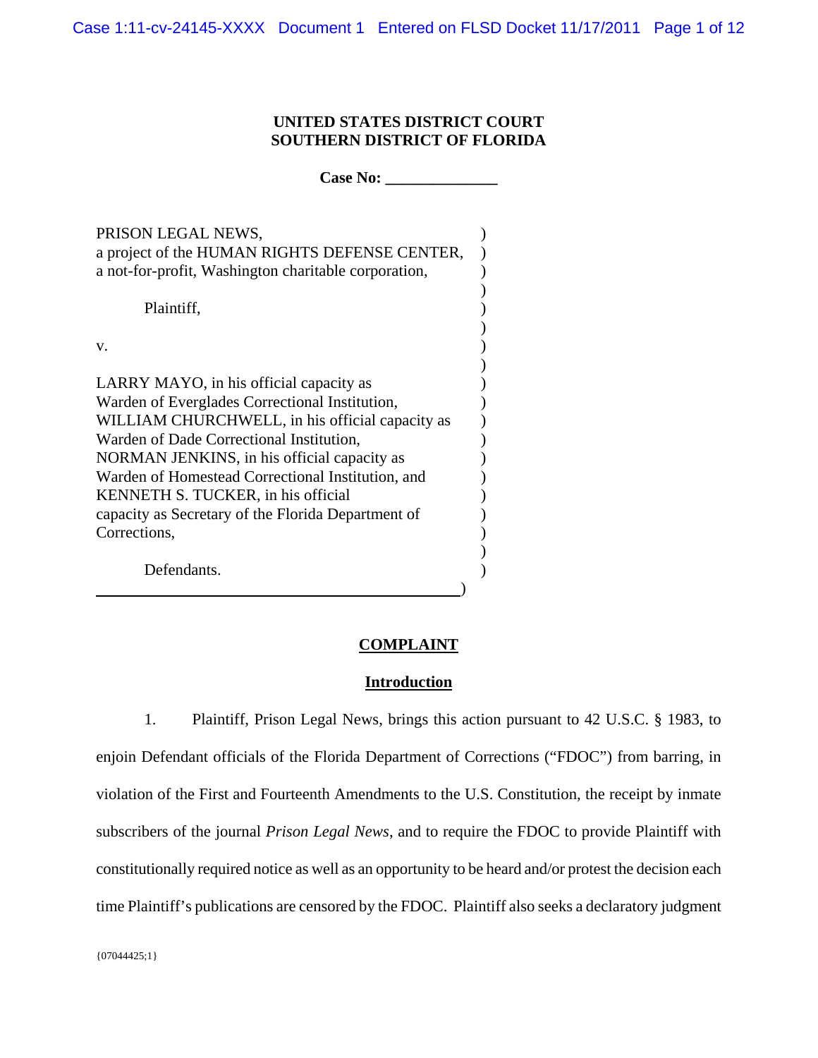**UNITED STATES DISTRICT COURT**
**SOUTHERN DISTRICT OF FLORIDA**

**Case No: ______________**

PRISON LEGAL NEWS,
a project of the HUMAN RIGHTS DEFENSE CENTER,
a not-for-profit, Washington charitable corporation,

Plaintiff,

v.

LARRY MAYO, in his official capacity as
Warden of Everglades Correctional Institution,
WILLIAM CHURCHWELL, in his official capacity as
Warden of Dade Correctional Institution,
NORMAN JENKINS, in his official capacity as
Warden of Homestead Correctional Institution, and
KENNETH S. TUCKER, in his official
capacity as Secretary of the Florida Department of
Corrections,

Defendants.

## COMPLAINT

### Introduction

1. Plaintiff, Prison Legal News, brings this action pursuant to 42 U.S.C. § 1983, to enjoin Defendant officials of the Florida Department of Corrections ("FDOC") from barring, in violation of the First and Fourteenth Amendments to the U.S. Constitution, the receipt by inmate subscribers of the journal *Prison Legal News*, and to require the FDOC to provide Plaintiff with constitutionally required notice as well as an opportunity to be heard and/or protest the decision each time Plaintiff's publications are censored by the FDOC. Plaintiff also seeks a declaratory judgment

{07044425;1}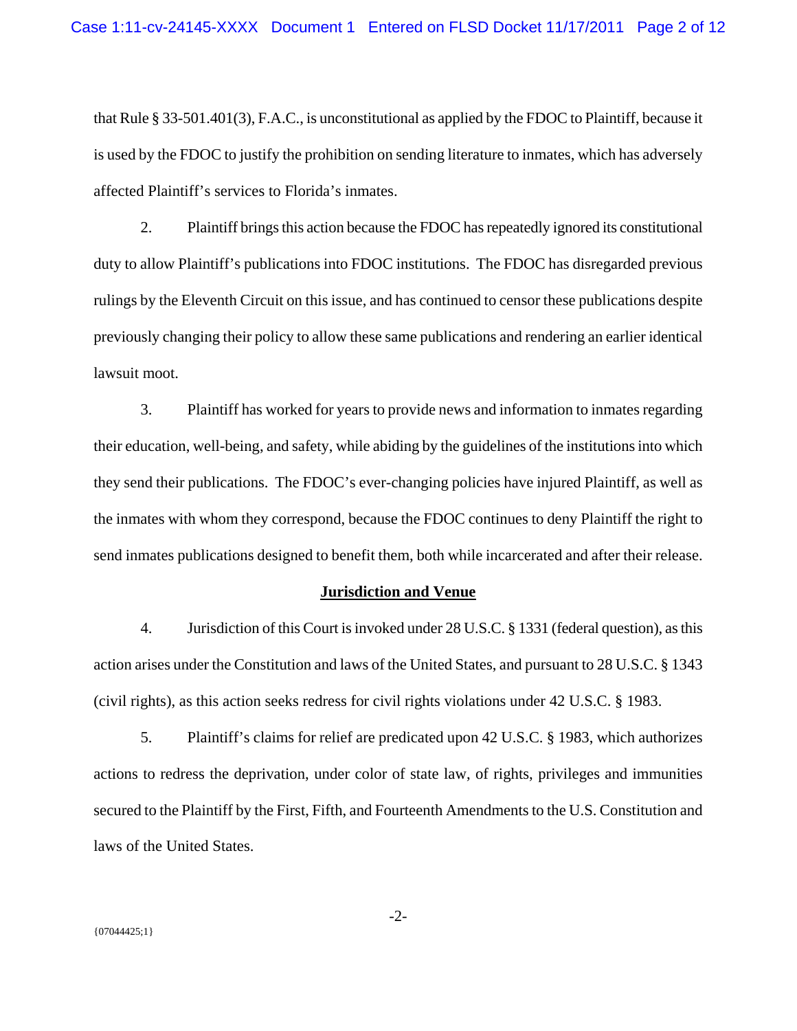that Rule § 33-501.401(3), F.A.C., is unconstitutional as applied by the FDOC to Plaintiff, because it is used by the FDOC to justify the prohibition on sending literature to inmates, which has adversely affected Plaintiff's services to Florida's inmates.

2. Plaintiff brings this action because the FDOC has repeatedly ignored its constitutional duty to allow Plaintiff's publications into FDOC institutions. The FDOC has disregarded previous rulings by the Eleventh Circuit on this issue, and has continued to censor these publications despite previously changing their policy to allow these same publications and rendering an earlier identical lawsuit moot.

3. Plaintiff has worked for years to provide news and information to inmates regarding their education, well-being, and safety, while abiding by the guidelines of the institutions into which they send their publications. The FDOC's ever-changing policies have injured Plaintiff, as well as the inmates with whom they correspond, because the FDOC continues to deny Plaintiff the right to send inmates publications designed to benefit them, both while incarcerated and after their release.

## Jurisdiction and Venue

4. Jurisdiction of this Court is invoked under 28 U.S.C. § 1331 (federal question), as this action arises under the Constitution and laws of the United States, and pursuant to 28 U.S.C. § 1343 (civil rights), as this action seeks redress for civil rights violations under 42 U.S.C. § 1983.

5. Plaintiff's claims for relief are predicated upon 42 U.S.C. § 1983, which authorizes actions to redress the deprivation, under color of state law, of rights, privileges and immunities secured to the Plaintiff by the First, Fifth, and Fourteenth Amendments to the U.S. Constitution and laws of the United States.

{07044425;1}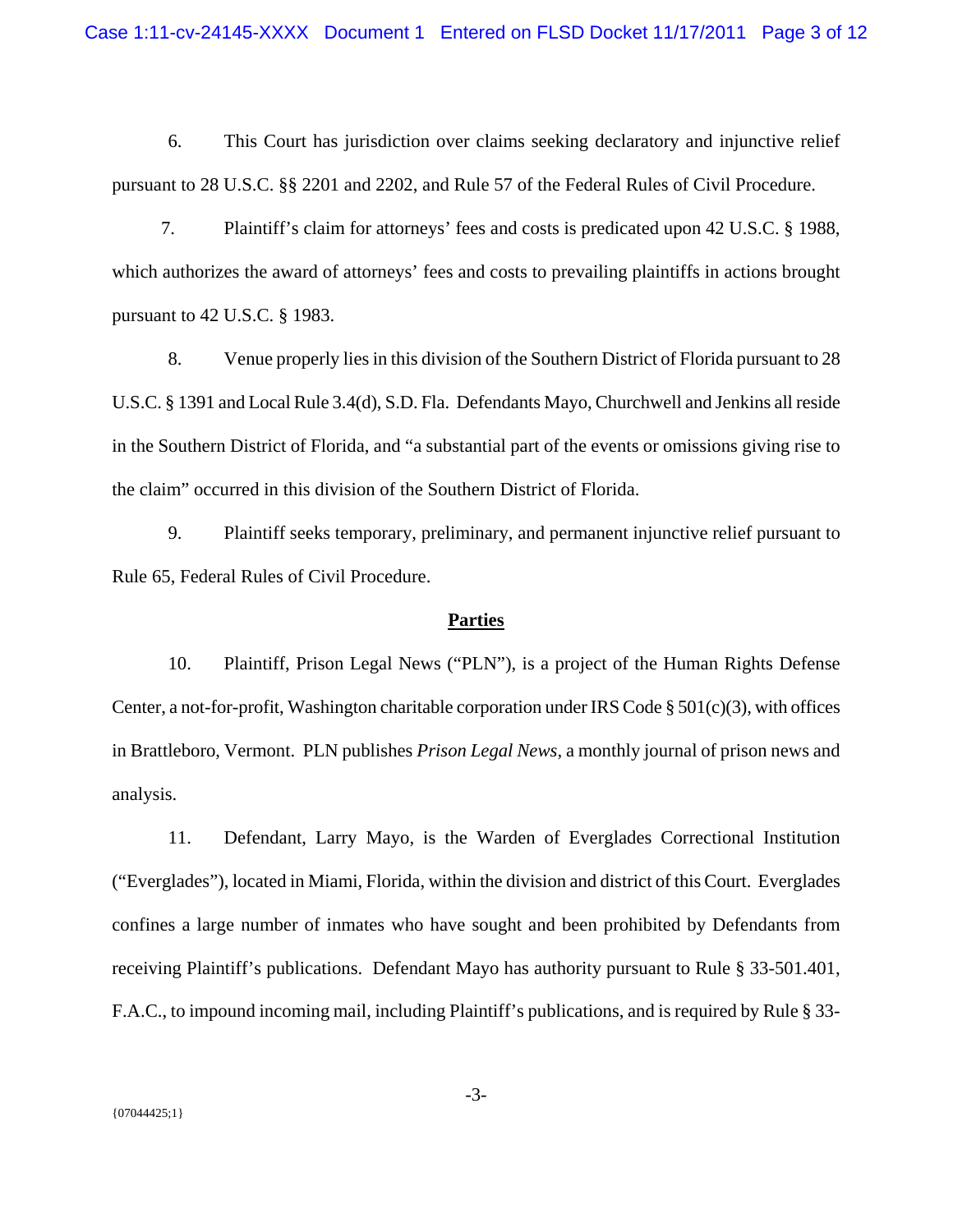6. This Court has jurisdiction over claims seeking declaratory and injunctive relief pursuant to 28 U.S.C. §§ 2201 and 2202, and Rule 57 of the Federal Rules of Civil Procedure.

7. Plaintiff's claim for attorneys' fees and costs is predicated upon 42 U.S.C. § 1988, which authorizes the award of attorneys' fees and costs to prevailing plaintiffs in actions brought pursuant to 42 U.S.C. § 1983.

8. Venue properly lies in this division of the Southern District of Florida pursuant to 28 U.S.C. § 1391 and Local Rule 3.4(d), S.D. Fla. Defendants Mayo, Churchwell and Jenkins all reside in the Southern District of Florida, and "a substantial part of the events or omissions giving rise to the claim" occurred in this division of the Southern District of Florida.

9. Plaintiff seeks temporary, preliminary, and permanent injunctive relief pursuant to Rule 65, Federal Rules of Civil Procedure.

## **Parties**

10. Plaintiff, Prison Legal News ("PLN"), is a project of the Human Rights Defense Center, a not-for-profit, Washington charitable corporation under IRS Code § 501(c)(3), with offices in Brattleboro, Vermont. PLN publishes *Prison Legal News*, a monthly journal of prison news and analysis.

11. Defendant, Larry Mayo, is the Warden of Everglades Correctional Institution ("Everglades"), located in Miami, Florida, within the division and district of this Court. Everglades confines a large number of inmates who have sought and been prohibited by Defendants from receiving Plaintiff's publications. Defendant Mayo has authority pursuant to Rule § 33-501.401, F.A.C., to impound incoming mail, including Plaintiff's publications, and is required by Rule § 33-

{07044425;1}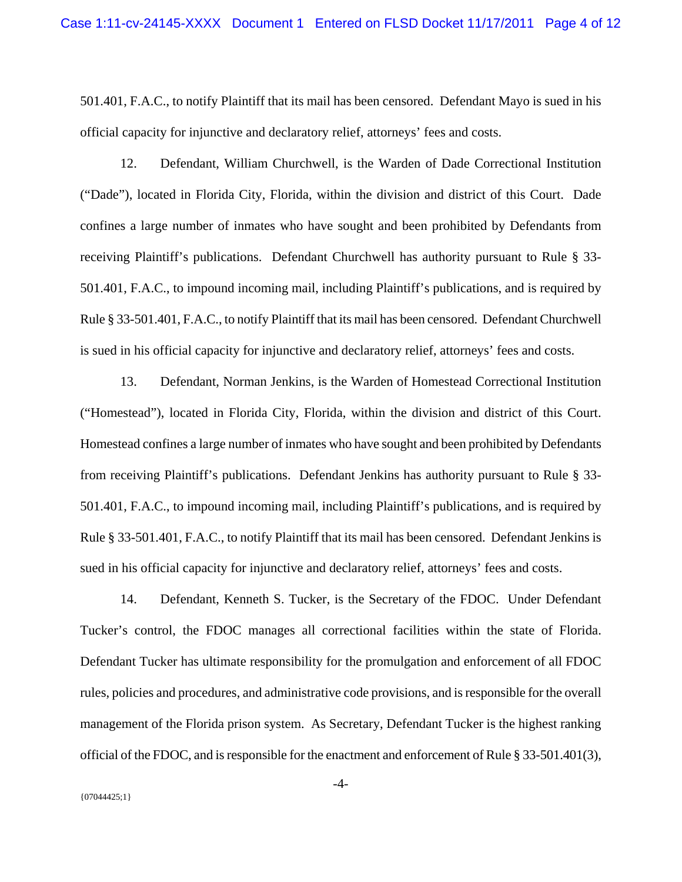501.401, F.A.C., to notify Plaintiff that its mail has been censored. Defendant Mayo is sued in his official capacity for injunctive and declaratory relief, attorneys' fees and costs.

12. Defendant, William Churchwell, is the Warden of Dade Correctional Institution ("Dade"), located in Florida City, Florida, within the division and district of this Court. Dade confines a large number of inmates who have sought and been prohibited by Defendants from receiving Plaintiff's publications. Defendant Churchwell has authority pursuant to Rule § 33-501.401, F.A.C., to impound incoming mail, including Plaintiff's publications, and is required by Rule § 33-501.401, F.A.C., to notify Plaintiff that its mail has been censored. Defendant Churchwell is sued in his official capacity for injunctive and declaratory relief, attorneys' fees and costs.

13. Defendant, Norman Jenkins, is the Warden of Homestead Correctional Institution ("Homestead"), located in Florida City, Florida, within the division and district of this Court. Homestead confines a large number of inmates who have sought and been prohibited by Defendants from receiving Plaintiff's publications. Defendant Jenkins has authority pursuant to Rule § 33-501.401, F.A.C., to impound incoming mail, including Plaintiff's publications, and is required by Rule § 33-501.401, F.A.C., to notify Plaintiff that its mail has been censored. Defendant Jenkins is sued in his official capacity for injunctive and declaratory relief, attorneys' fees and costs.

14. Defendant, Kenneth S. Tucker, is the Secretary of the FDOC. Under Defendant Tucker's control, the FDOC manages all correctional facilities within the state of Florida. Defendant Tucker has ultimate responsibility for the promulgation and enforcement of all FDOC rules, policies and procedures, and administrative code provisions, and is responsible for the overall management of the Florida prison system. As Secretary, Defendant Tucker is the highest ranking official of the FDOC, and is responsible for the enactment and enforcement of Rule § 33-501.401(3),

{07044425;1}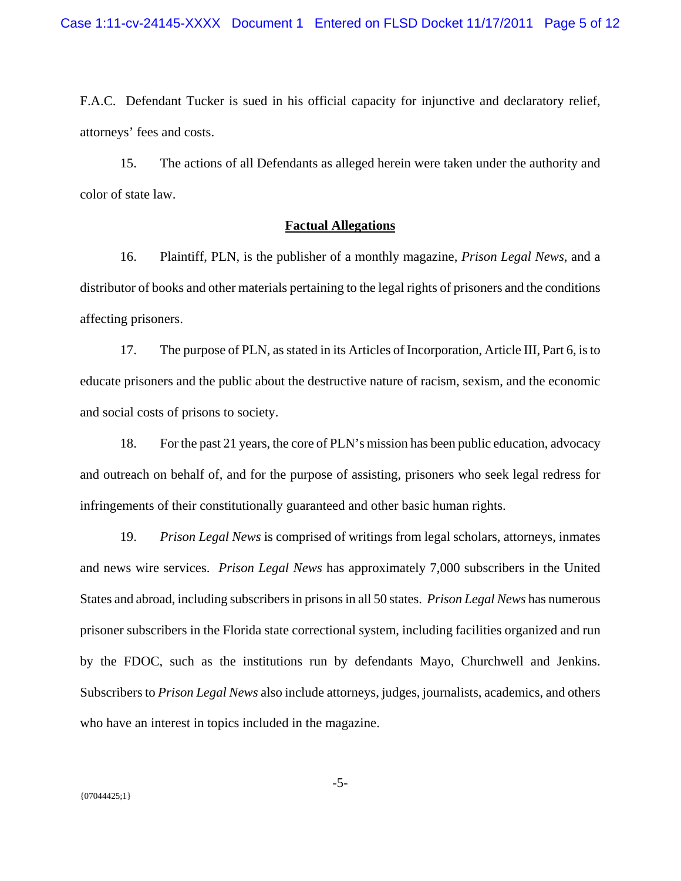F.A.C. Defendant Tucker is sued in his official capacity for injunctive and declaratory relief, attorneys' fees and costs.

15. The actions of all Defendants as alleged herein were taken under the authority and color of state law.

## **Factual Allegations**

16. Plaintiff, PLN, is the publisher of a monthly magazine, *Prison Legal News*, and a distributor of books and other materials pertaining to the legal rights of prisoners and the conditions affecting prisoners.

17. The purpose of PLN, as stated in its Articles of Incorporation, Article III, Part 6, is to educate prisoners and the public about the destructive nature of racism, sexism, and the economic and social costs of prisons to society.

18. For the past 21 years, the core of PLN's mission has been public education, advocacy and outreach on behalf of, and for the purpose of assisting, prisoners who seek legal redress for infringements of their constitutionally guaranteed and other basic human rights.

19. *Prison Legal News* is comprised of writings from legal scholars, attorneys, inmates and news wire services. *Prison Legal News* has approximately 7,000 subscribers in the United States and abroad, including subscribers in prisons in all 50 states. *Prison Legal News* has numerous prisoner subscribers in the Florida state correctional system, including facilities organized and run by the FDOC, such as the institutions run by defendants Mayo, Churchwell and Jenkins. Subscribers to *Prison Legal News* also include attorneys, judges, journalists, academics, and others who have an interest in topics included in the magazine.

{07044425;1}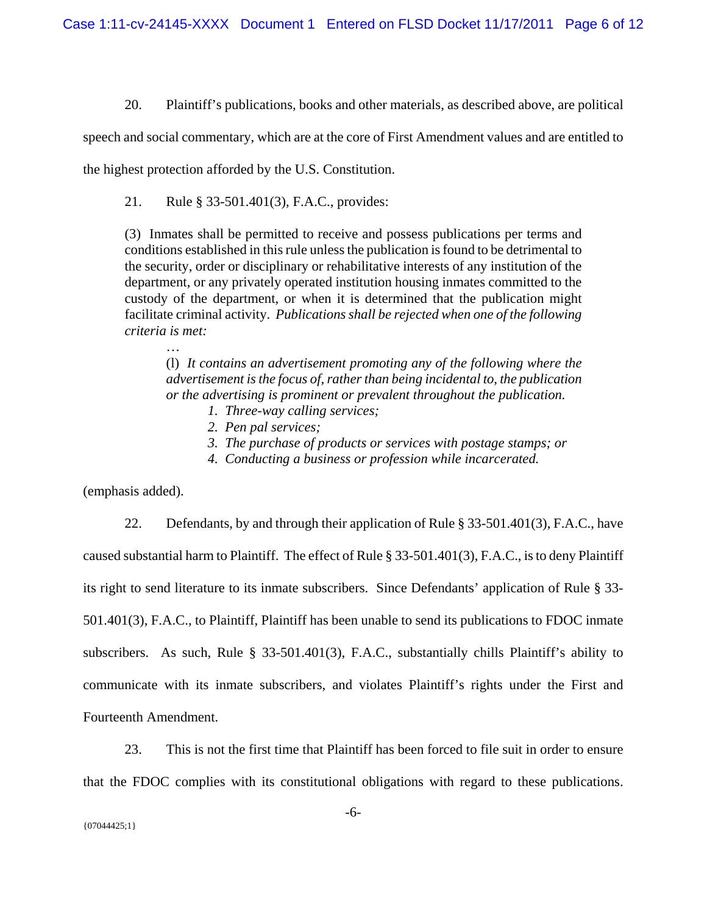20. Plaintiff's publications, books and other materials, as described above, are political speech and social commentary, which are at the core of First Amendment values and are entitled to the highest protection afforded by the U.S. Constitution.

21. Rule § 33-501.401(3), F.A.C., provides:

> (3) Inmates shall be permitted to receive and possess publications per terms and conditions established in this rule unless the publication is found to be detrimental to the security, order or disciplinary or rehabilitative interests of any institution of the department, or any privately operated institution housing inmates committed to the custody of the department, or when it is determined that the publication might facilitate criminal activity. *Publications shall be rejected when one of the following criteria is met:*
>
> …
>
> (l) *It contains an advertisement promoting any of the following where the advertisement is the focus of, rather than being incidental to, the publication or the advertising is prominent or prevalent throughout the publication.*
>
> 1. *Three-way calling services;*
> 2. *Pen pal services;*
> 3. *The purchase of products or services with postage stamps; or*
> 4. *Conducting a business or profession while incarcerated.*

(emphasis added).

22. Defendants, by and through their application of Rule § 33-501.401(3), F.A.C., have caused substantial harm to Plaintiff. The effect of Rule § 33-501.401(3), F.A.C., is to deny Plaintiff its right to send literature to its inmate subscribers. Since Defendants' application of Rule § 33-501.401(3), F.A.C., to Plaintiff, Plaintiff has been unable to send its publications to FDOC inmate subscribers. As such, Rule § 33-501.401(3), F.A.C., substantially chills Plaintiff's ability to communicate with its inmate subscribers, and violates Plaintiff's rights under the First and Fourteenth Amendment.

23. This is not the first time that Plaintiff has been forced to file suit in order to ensure that the FDOC complies with its constitutional obligations with regard to these publications.

{07044425;1}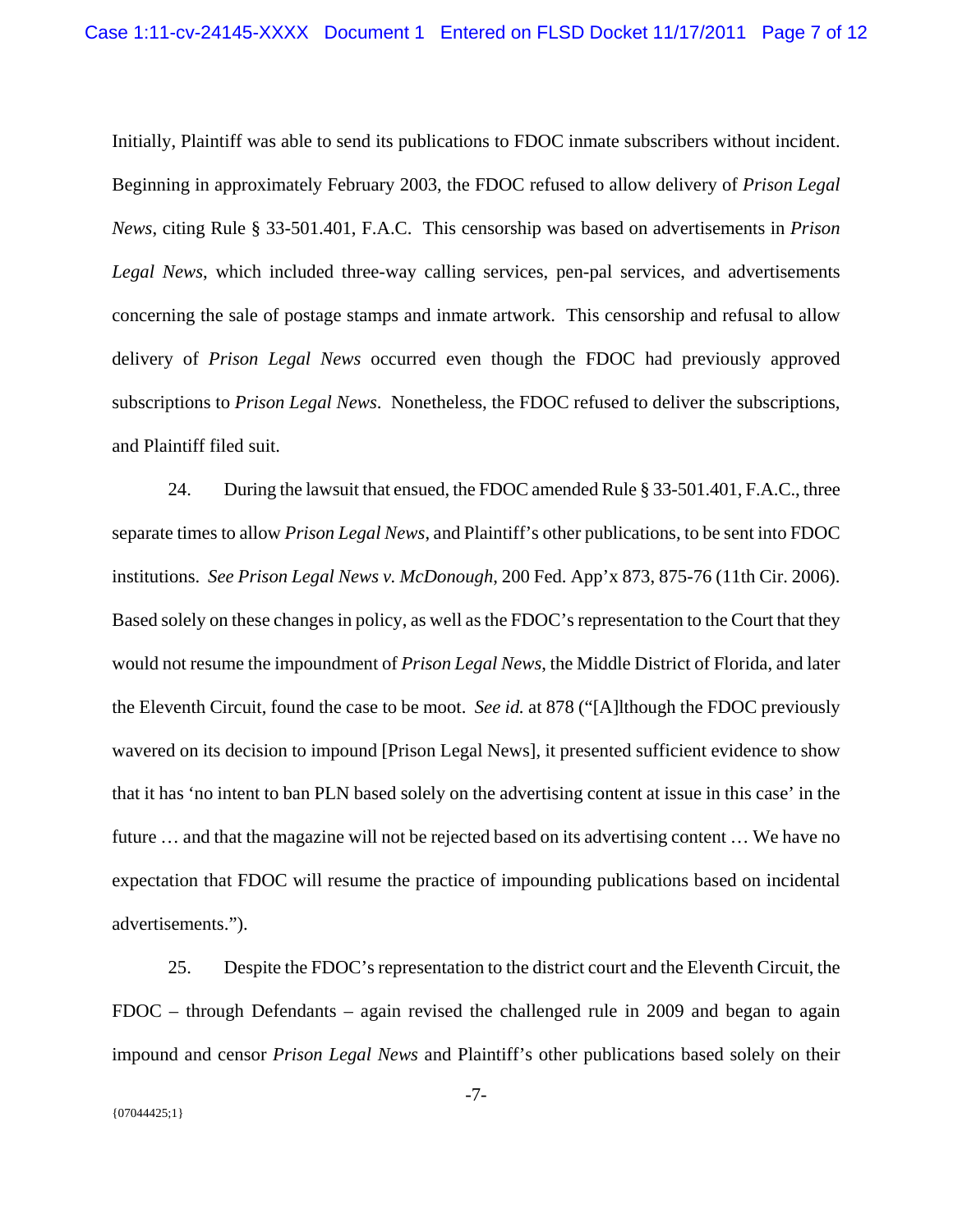Initially, Plaintiff was able to send its publications to FDOC inmate subscribers without incident. Beginning in approximately February 2003, the FDOC refused to allow delivery of *Prison Legal News*, citing Rule § 33-501.401, F.A.C. This censorship was based on advertisements in *Prison Legal News*, which included three-way calling services, pen-pal services, and advertisements concerning the sale of postage stamps and inmate artwork. This censorship and refusal to allow delivery of *Prison Legal News* occurred even though the FDOC had previously approved subscriptions to *Prison Legal News*. Nonetheless, the FDOC refused to deliver the subscriptions, and Plaintiff filed suit.

24. During the lawsuit that ensued, the FDOC amended Rule § 33-501.401, F.A.C., three separate times to allow *Prison Legal News*, and Plaintiff's other publications, to be sent into FDOC institutions. *See Prison Legal News v. McDonough*, 200 Fed. App'x 873, 875-76 (11th Cir. 2006). Based solely on these changes in policy, as well as the FDOC's representation to the Court that they would not resume the impoundment of *Prison Legal News*, the Middle District of Florida, and later the Eleventh Circuit, found the case to be moot. *See id.* at 878 ("[A]lthough the FDOC previously wavered on its decision to impound [Prison Legal News], it presented sufficient evidence to show that it has 'no intent to ban PLN based solely on the advertising content at issue in this case' in the future … and that the magazine will not be rejected based on its advertising content … We have no expectation that FDOC will resume the practice of impounding publications based on incidental advertisements.").

25. Despite the FDOC's representation to the district court and the Eleventh Circuit, the FDOC – through Defendants – again revised the challenged rule in 2009 and began to again impound and censor *Prison Legal News* and Plaintiff's other publications based solely on their

{07044425;1}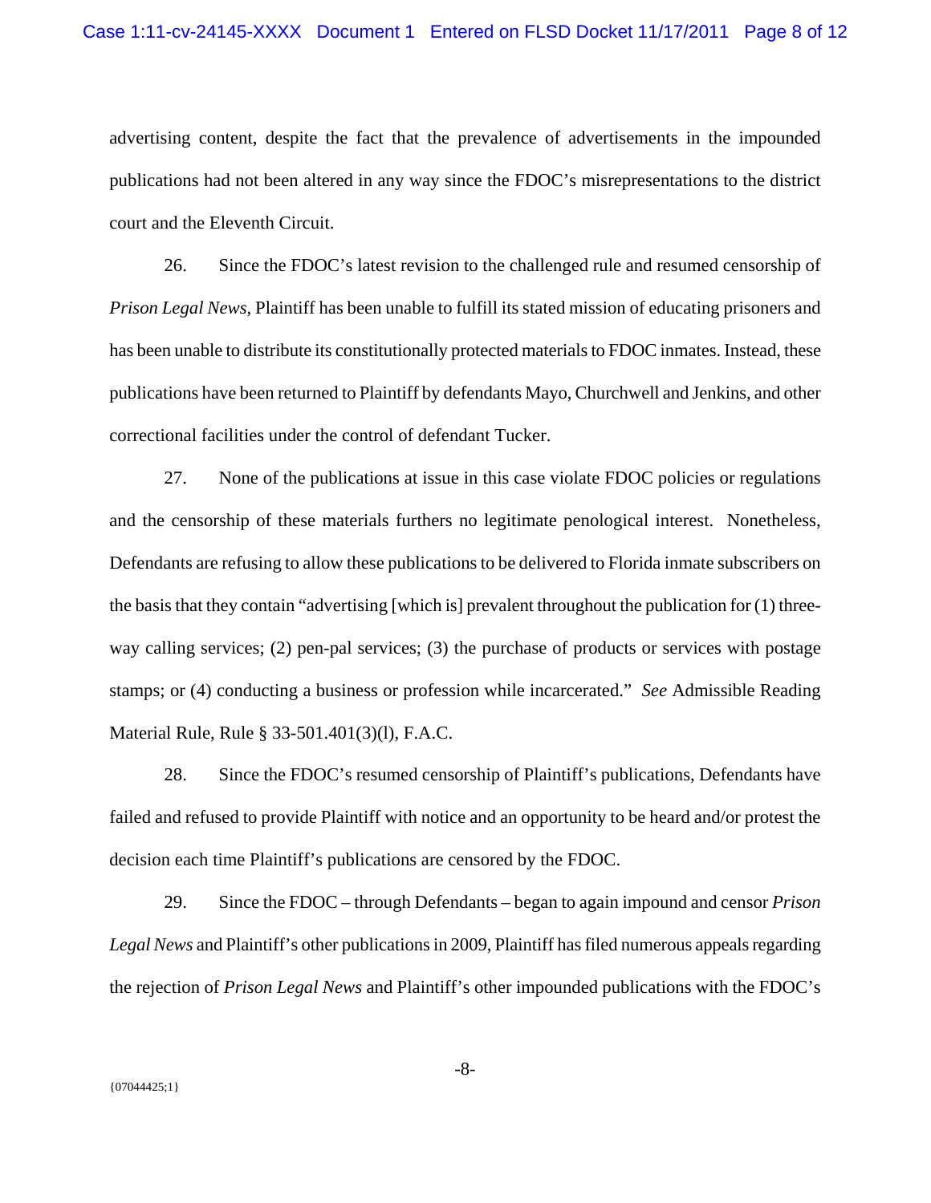advertising content, despite the fact that the prevalence of advertisements in the impounded publications had not been altered in any way since the FDOC's misrepresentations to the district court and the Eleventh Circuit.

26. Since the FDOC's latest revision to the challenged rule and resumed censorship of *Prison Legal News*, Plaintiff has been unable to fulfill its stated mission of educating prisoners and has been unable to distribute its constitutionally protected materials to FDOC inmates. Instead, these publications have been returned to Plaintiff by defendants Mayo, Churchwell and Jenkins, and other correctional facilities under the control of defendant Tucker.

27. None of the publications at issue in this case violate FDOC policies or regulations and the censorship of these materials furthers no legitimate penological interest. Nonetheless, Defendants are refusing to allow these publications to be delivered to Florida inmate subscribers on the basis that they contain "advertising [which is] prevalent throughout the publication for (1) three-way calling services; (2) pen-pal services; (3) the purchase of products or services with postage stamps; or (4) conducting a business or profession while incarcerated." *See* Admissible Reading Material Rule, Rule § 33-501.401(3)(l), F.A.C.

28. Since the FDOC's resumed censorship of Plaintiff's publications, Defendants have failed and refused to provide Plaintiff with notice and an opportunity to be heard and/or protest the decision each time Plaintiff's publications are censored by the FDOC.

29. Since the FDOC – through Defendants – began to again impound and censor *Prison Legal News* and Plaintiff's other publications in 2009, Plaintiff has filed numerous appeals regarding the rejection of *Prison Legal News* and Plaintiff's other impounded publications with the FDOC's

{07044425;1}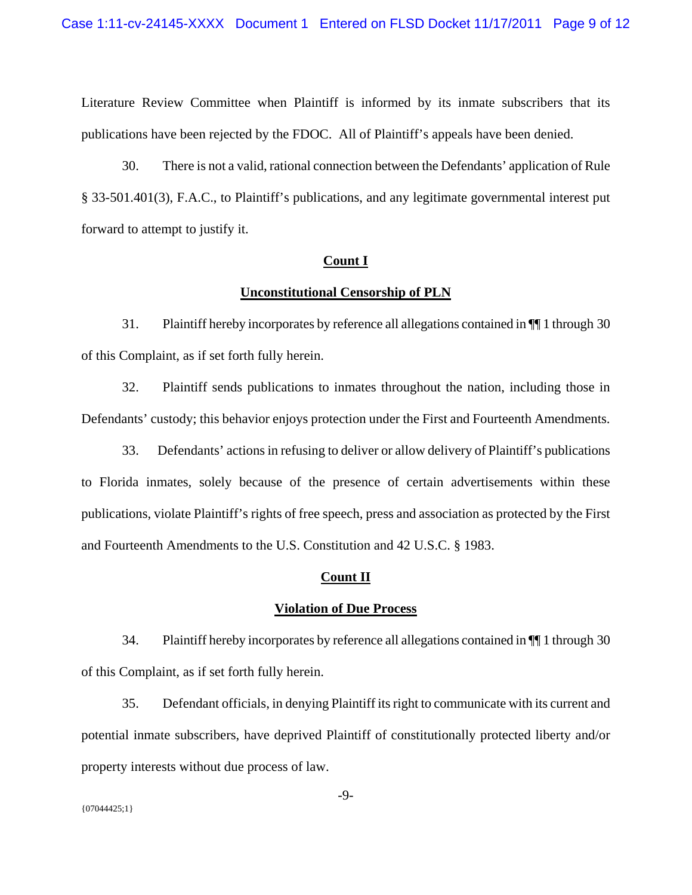Literature Review Committee when Plaintiff is informed by its inmate subscribers that its publications have been rejected by the FDOC. All of Plaintiff's appeals have been denied.

30. There is not a valid, rational connection between the Defendants' application of Rule § 33-501.401(3), F.A.C., to Plaintiff's publications, and any legitimate governmental interest put forward to attempt to justify it.

## Count I

## Unconstitutional Censorship of PLN

31. Plaintiff hereby incorporates by reference all allegations contained in ¶¶ 1 through 30 of this Complaint, as if set forth fully herein.

32. Plaintiff sends publications to inmates throughout the nation, including those in Defendants' custody; this behavior enjoys protection under the First and Fourteenth Amendments.

33. Defendants' actions in refusing to deliver or allow delivery of Plaintiff's publications to Florida inmates, solely because of the presence of certain advertisements within these publications, violate Plaintiff's rights of free speech, press and association as protected by the First and Fourteenth Amendments to the U.S. Constitution and 42 U.S.C. § 1983.

## Count II

## Violation of Due Process

34. Plaintiff hereby incorporates by reference all allegations contained in ¶¶ 1 through 30 of this Complaint, as if set forth fully herein.

35. Defendant officials, in denying Plaintiff its right to communicate with its current and potential inmate subscribers, have deprived Plaintiff of constitutionally protected liberty and/or property interests without due process of law.

{07044425;1}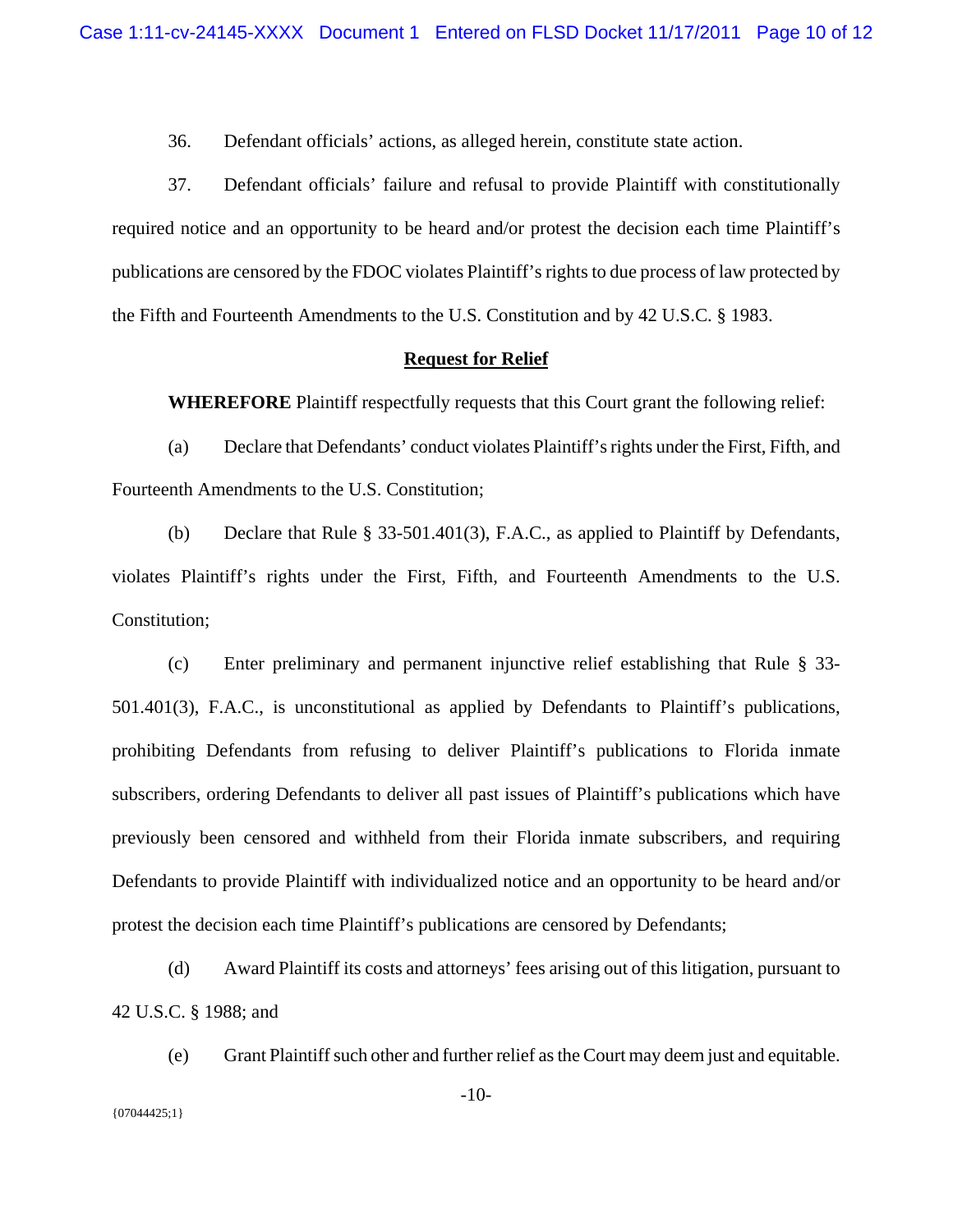36. Defendant officials' actions, as alleged herein, constitute state action.

37. Defendant officials' failure and refusal to provide Plaintiff with constitutionally required notice and an opportunity to be heard and/or protest the decision each time Plaintiff's publications are censored by the FDOC violates Plaintiff's rights to due process of law protected by the Fifth and Fourteenth Amendments to the U.S. Constitution and by 42 U.S.C. § 1983.

## Request for Relief

**WHEREFORE** Plaintiff respectfully requests that this Court grant the following relief:

(a) Declare that Defendants' conduct violates Plaintiff's rights under the First, Fifth, and Fourteenth Amendments to the U.S. Constitution;

(b) Declare that Rule § 33-501.401(3), F.A.C., as applied to Plaintiff by Defendants, violates Plaintiff's rights under the First, Fifth, and Fourteenth Amendments to the U.S. Constitution;

(c) Enter preliminary and permanent injunctive relief establishing that Rule § 33-501.401(3), F.A.C., is unconstitutional as applied by Defendants to Plaintiff's publications, prohibiting Defendants from refusing to deliver Plaintiff's publications to Florida inmate subscribers, ordering Defendants to deliver all past issues of Plaintiff's publications which have previously been censored and withheld from their Florida inmate subscribers, and requiring Defendants to provide Plaintiff with individualized notice and an opportunity to be heard and/or protest the decision each time Plaintiff's publications are censored by Defendants;

(d) Award Plaintiff its costs and attorneys' fees arising out of this litigation, pursuant to 42 U.S.C. § 1988; and

(e) Grant Plaintiff such other and further relief as the Court may deem just and equitable.

{07044425;1}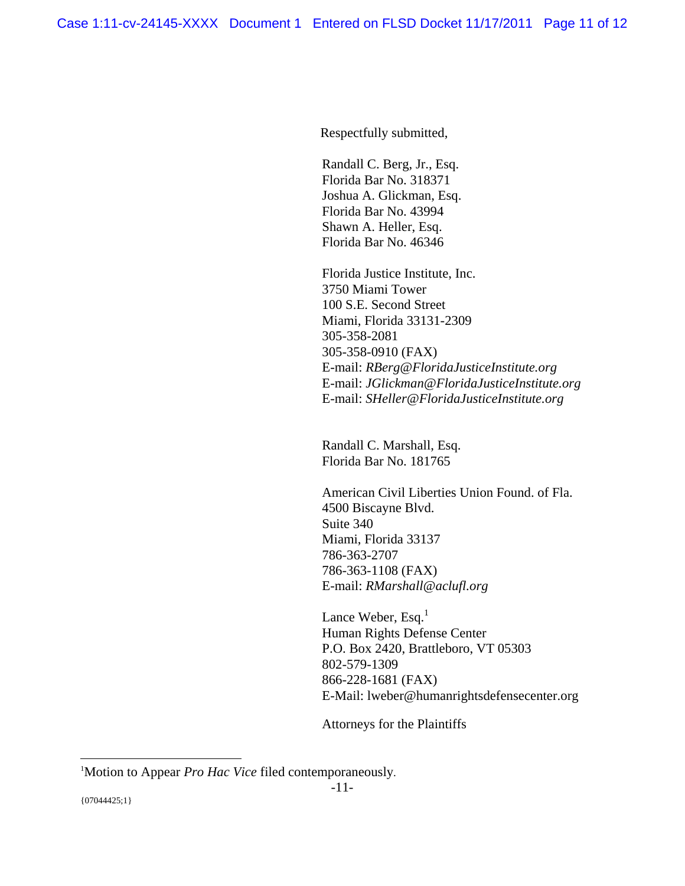Respectfully submitted,

Randall C. Berg, Jr., Esq.
Florida Bar No. 318371
Joshua A. Glickman, Esq.
Florida Bar No. 43994
Shawn A. Heller, Esq.
Florida Bar No. 46346

Florida Justice Institute, Inc.
3750 Miami Tower
100 S.E. Second Street
Miami, Florida 33131-2309
305-358-2081
305-358-0910 (FAX)
E-mail: *RBerg@FloridaJusticeInstitute.org*
E-mail: *JGlickman@FloridaJusticeInstitute.org*
E-mail: *SHeller@FloridaJusticeInstitute.org*

Randall C. Marshall, Esq.
Florida Bar No. 181765

American Civil Liberties Union Found. of Fla.
4500 Biscayne Blvd.
Suite 340
Miami, Florida 33137
786-363-2707
786-363-1108 (FAX)
E-mail: *RMarshall@aclufl.org*

Lance Weber, Esq.[1]
Human Rights Defense Center
P.O. Box 2420, Brattleboro, VT 05303
802-579-1309
866-228-1681 (FAX)
E-Mail: lweber@humanrightsdefensecenter.org

Attorneys for the Plaintiffs

---

[1] Motion to Appear *Pro Hac Vice* filed contemporaneously.

{07044425;1}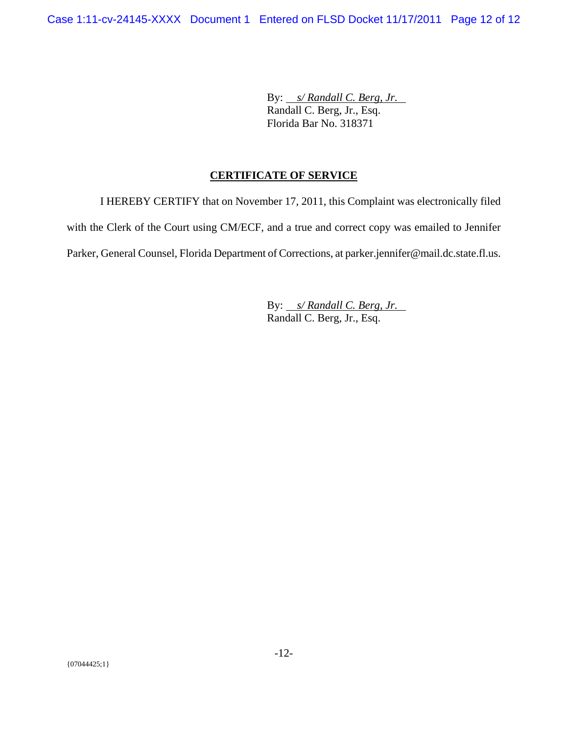By: *s/ Randall C. Berg, Jr.*
Randall C. Berg, Jr., Esq.
Florida Bar No. 318371

## CERTIFICATE OF SERVICE

I HEREBY CERTIFY that on November 17, 2011, this Complaint was electronically filed with the Clerk of the Court using CM/ECF, and a true and correct copy was emailed to Jennifer Parker, General Counsel, Florida Department of Corrections, at parker.jennifer@mail.dc.state.fl.us.

By: *s/ Randall C. Berg, Jr.*
Randall C. Berg, Jr., Esq.

{07044425;1}